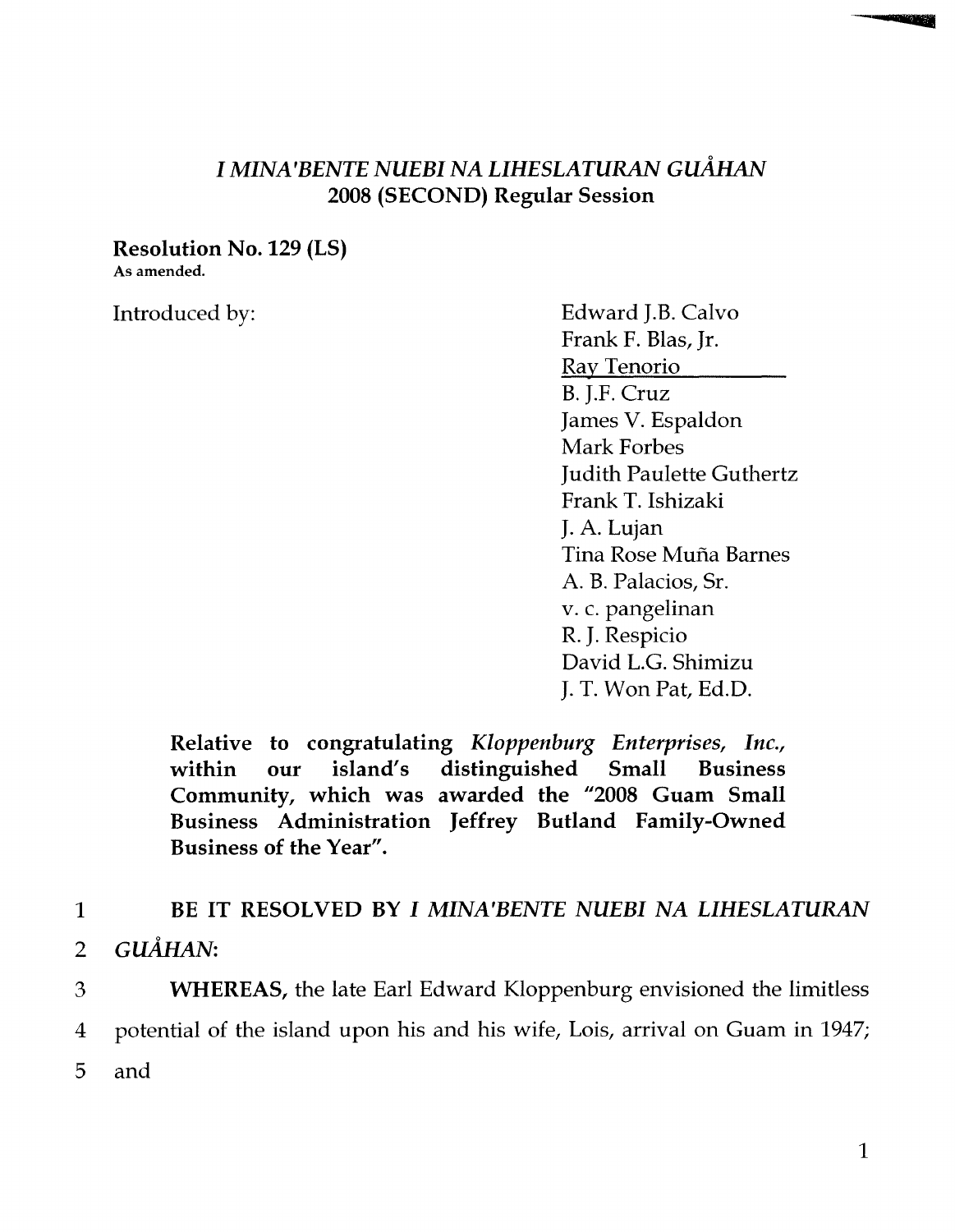# *I MINA'BENTE NUEBI NA LIHESLATURAN GUÅHAN*
## 2008 (SECOND) Regular Session

**Resolution No. 129 (LS)**
**As amended.**

Introduced by:

Edward J.B. Calvo
Frank F. Blas, Jr.
Ray Tenorio
B. J.F. Cruz
James V. Espaldon
Mark Forbes
Judith Paulette Guthertz
Frank T. Ishizaki
J. A. Lujan
Tina Rose Muña Barnes
A. B. Palacios, Sr.
v. c. pangelinan
R. J. Respicio
David L.G. Shimizu
J. T. Won Pat, Ed.D.

**Relative to congratulating *Kloppenburg Enterprises, Inc.,* within our island's distinguished Small Business Community, which was awarded the "2008 Guam Small Business Administration Jeffrey Butland Family-Owned Business of the Year".**

1 **BE IT RESOLVED BY *I MINA'BENTE NUEBI NA LIHESLATURAN*** 
2 ***GUÅHAN*:**

3 **WHEREAS,** the late Earl Edward Kloppenburg envisioned the limitless
4 potential of the island upon his and his wife, Lois, arrival on Guam in 1947;
5 and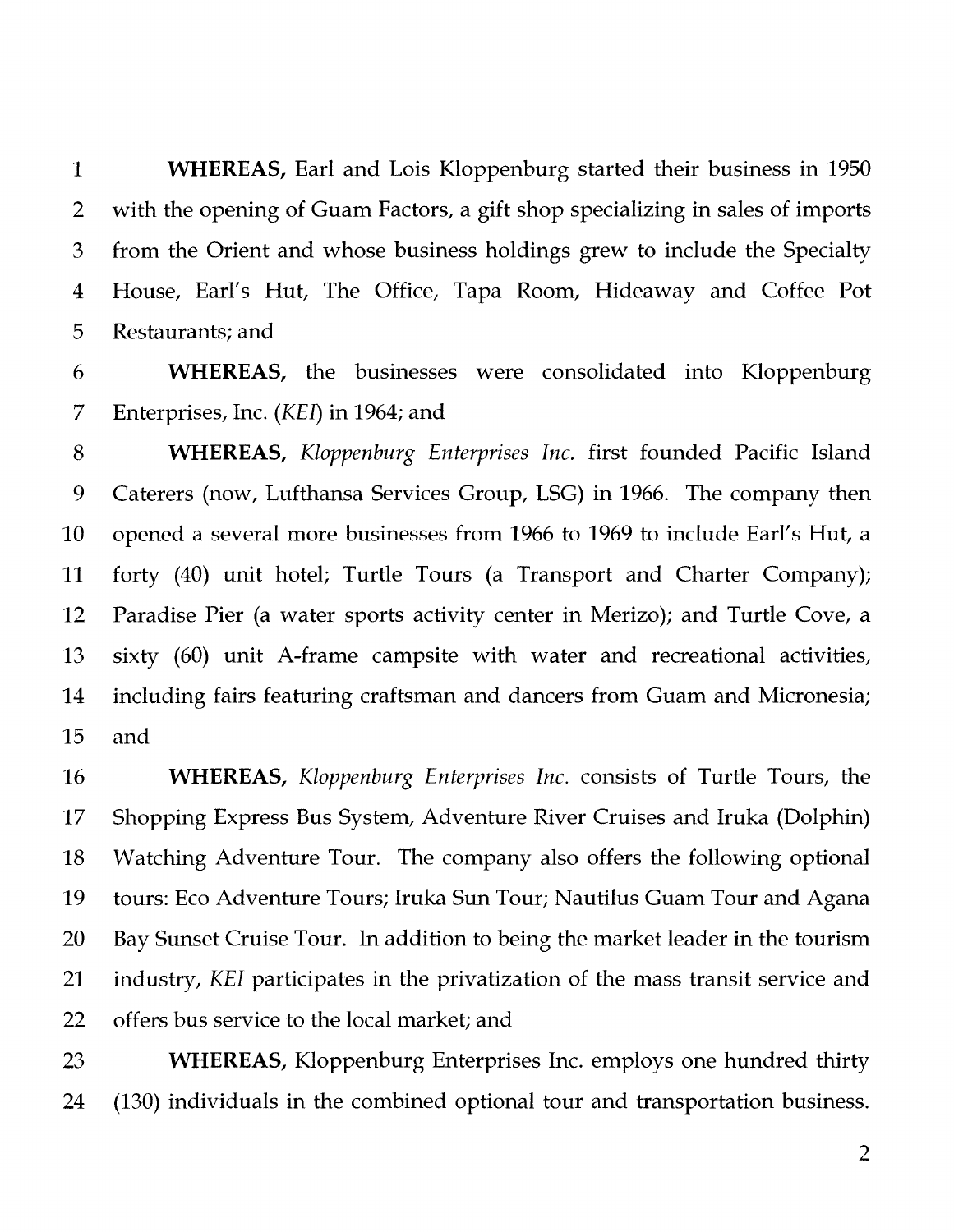**WHEREAS,** Earl and Lois Kloppenburg started their business in 1950 with the opening of Guam Factors, a gift shop specializing in sales of imports from the Orient and whose business holdings grew to include the Specialty House, Earl's Hut, The Office, Tapa Room, Hideaway and Coffee Pot Restaurants; and

**WHEREAS,** the businesses were consolidated into Kloppenburg Enterprises, Inc. (*KEI*) in 1964; and

**WHEREAS,** *Kloppenburg Enterprises Inc.* first founded Pacific Island Caterers (now, Lufthansa Services Group, LSG) in 1966. The company then opened a several more businesses from 1966 to 1969 to include Earl's Hut, a forty (40) unit hotel; Turtle Tours (a Transport and Charter Company); Paradise Pier (a water sports activity center in Merizo); and Turtle Cove, a sixty (60) unit A-frame campsite with water and recreational activities, including fairs featuring craftsman and dancers from Guam and Micronesia; and

**WHEREAS,** *Kloppenburg Enterprises Inc.* consists of Turtle Tours, the Shopping Express Bus System, Adventure River Cruises and Iruka (Dolphin) Watching Adventure Tour. The company also offers the following optional tours: Eco Adventure Tours; Iruka Sun Tour; Nautilus Guam Tour and Agana Bay Sunset Cruise Tour. In addition to being the market leader in the tourism industry, *KEI* participates in the privatization of the mass transit service and offers bus service to the local market; and

**WHEREAS,** Kloppenburg Enterprises Inc. employs one hundred thirty (130) individuals in the combined optional tour and transportation business.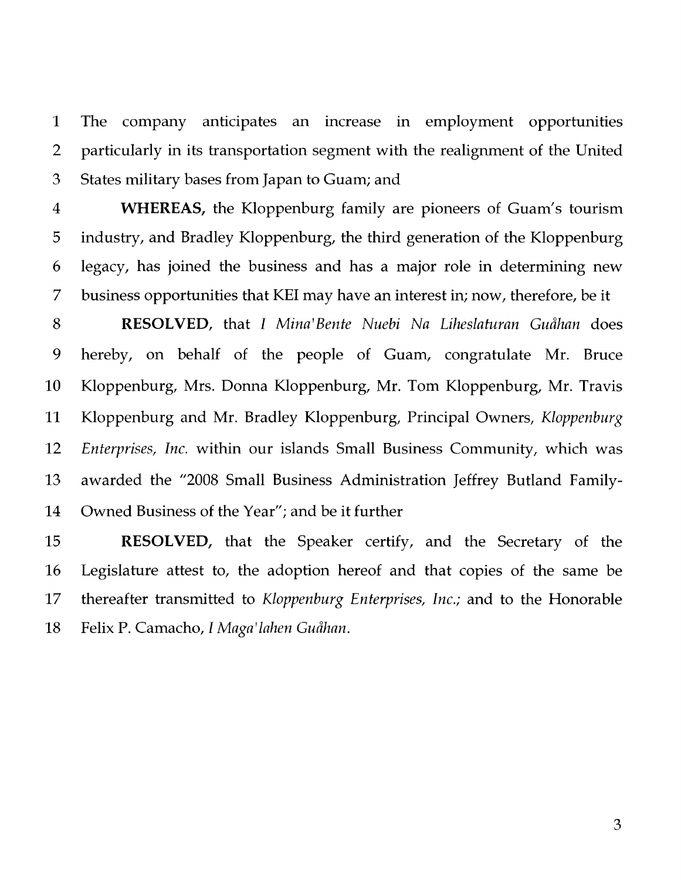The company anticipates an increase in employment opportunities particularly in its transportation segment with the realignment of the United States military bases from Japan to Guam; and

**WHEREAS,** the Kloppenburg family are pioneers of Guam's tourism industry, and Bradley Kloppenburg, the third generation of the Kloppenburg legacy, has joined the business and has a major role in determining new business opportunities that KEI may have an interest in; now, therefore, be it

**RESOLVED,** that *I Mina'Bente Nuebi Na Liheslaturan Guåhan* does hereby, on behalf of the people of Guam, congratulate Mr. Bruce Kloppenburg, Mrs. Donna Kloppenburg, Mr. Tom Kloppenburg, Mr. Travis Kloppenburg and Mr. Bradley Kloppenburg, Principal Owners, *Kloppenburg Enterprises, Inc.* within our islands Small Business Community, which was awarded the "2008 Small Business Administration Jeffrey Butland Family-Owned Business of the Year"; and be it further

**RESOLVED,** that the Speaker certify, and the Secretary of the Legislature attest to, the adoption hereof and that copies of the same be thereafter transmitted to *Kloppenburg Enterprises, Inc.;* and to the Honorable Felix P. Camacho, *I Maga'lahen Guåhan.*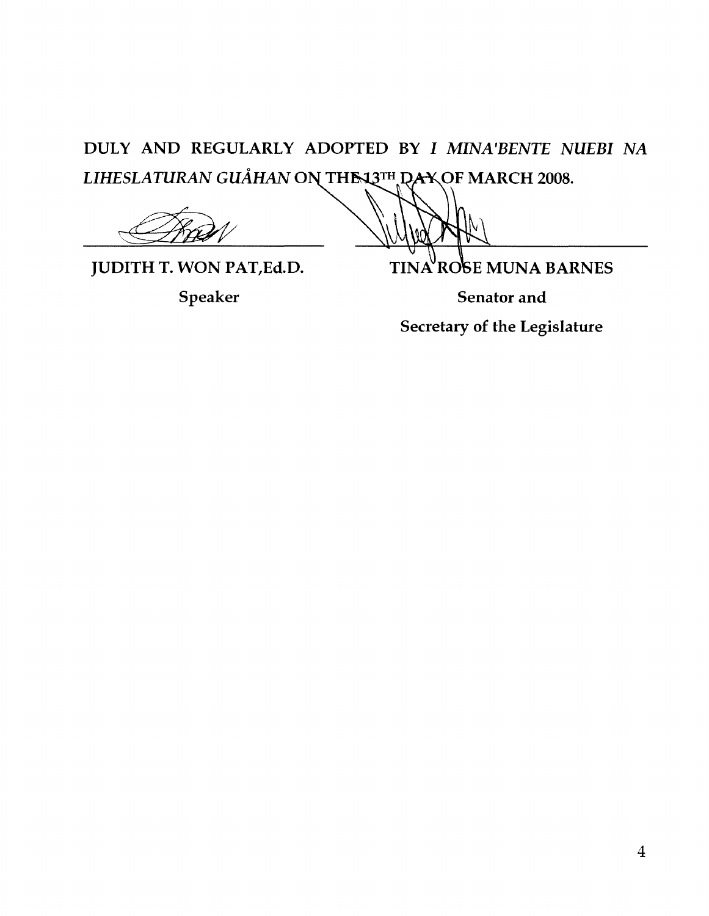**DULY AND REGULARLY ADOPTED BY *I MINA'BENTE NUEBI NA LIHESLATURAN GUÅHAN* ON THE 13TH DAY OF MARCH 2008.**

**JUDITH T. WON PAT,Ed.D.**
**Speaker**

**TINA ROSE MUNA BARNES**
**Senator and**
**Secretary of the Legislature**